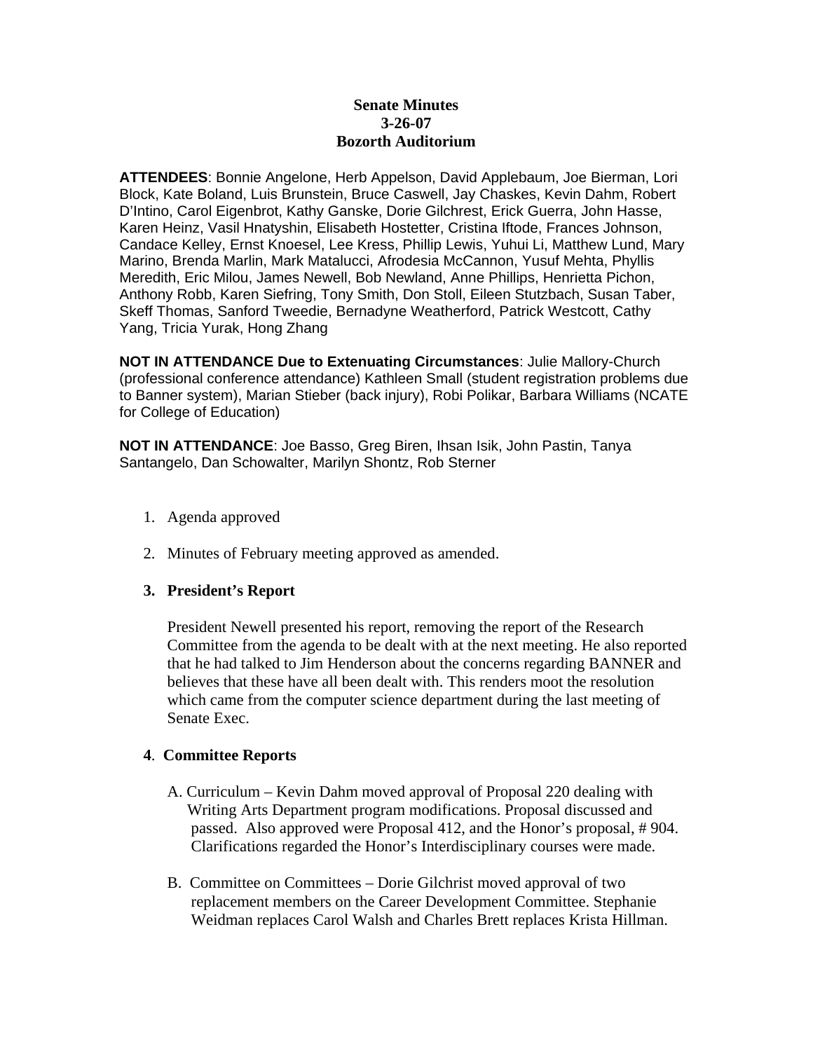**Senate Minutes**
**3-26-07**
**Bozorth Auditorium**

**ATTENDEES**: Bonnie Angelone, Herb Appelson, David Applebaum, Joe Bierman, Lori Block, Kate Boland, Luis Brunstein, Bruce Caswell, Jay Chaskes, Kevin Dahm, Robert D'Intino, Carol Eigenbrot, Kathy Ganske, Dorie Gilchrest, Erick Guerra, John Hasse, Karen Heinz, Vasil Hnatyshin, Elisabeth Hostetter, Cristina Iftode, Frances Johnson, Candace Kelley, Ernst Knoesel, Lee Kress, Phillip Lewis, Yuhui Li, Matthew Lund, Mary Marino, Brenda Marlin, Mark Matalucci, Afrodesia McCannon, Yusuf Mehta, Phyllis Meredith, Eric Milou, James Newell, Bob Newland, Anne Phillips, Henrietta Pichon, Anthony Robb, Karen Siefring, Tony Smith, Don Stoll, Eileen Stutzbach, Susan Taber, Skeff Thomas, Sanford Tweedie, Bernadyne Weatherford, Patrick Westcott, Cathy Yang, Tricia Yurak, Hong Zhang

**NOT IN ATTENDANCE Due to Extenuating Circumstances**: Julie Mallory-Church (professional conference attendance) Kathleen Small (student registration problems due to Banner system), Marian Stieber (back injury), Robi Polikar, Barbara Williams (NCATE for College of Education)

**NOT IN ATTENDANCE**: Joe Basso, Greg Biren, Ihsan Isik, John Pastin, Tanya Santangelo, Dan Schowalter, Marilyn Shontz, Rob Sterner

1. Agenda approved

2. Minutes of February meeting approved as amended.

3. **President's Report**

   President Newell presented his report, removing the report of the Research Committee from the agenda to be dealt with at the next meeting. He also reported that he had talked to Jim Henderson about the concerns regarding BANNER and believes that these have all been dealt with. This renders moot the resolution which came from the computer science department during the last meeting of Senate Exec.

4. **Committee Reports**

   A. Curriculum – Kevin Dahm moved approval of Proposal 220 dealing with Writing Arts Department program modifications. Proposal discussed and passed. Also approved were Proposal 412, and the Honor's proposal, # 904. Clarifications regarded the Honor's Interdisciplinary courses were made.

   B. Committee on Committees – Dorie Gilchrist moved approval of two replacement members on the Career Development Committee. Stephanie Weidman replaces Carol Walsh and Charles Brett replaces Krista Hillman.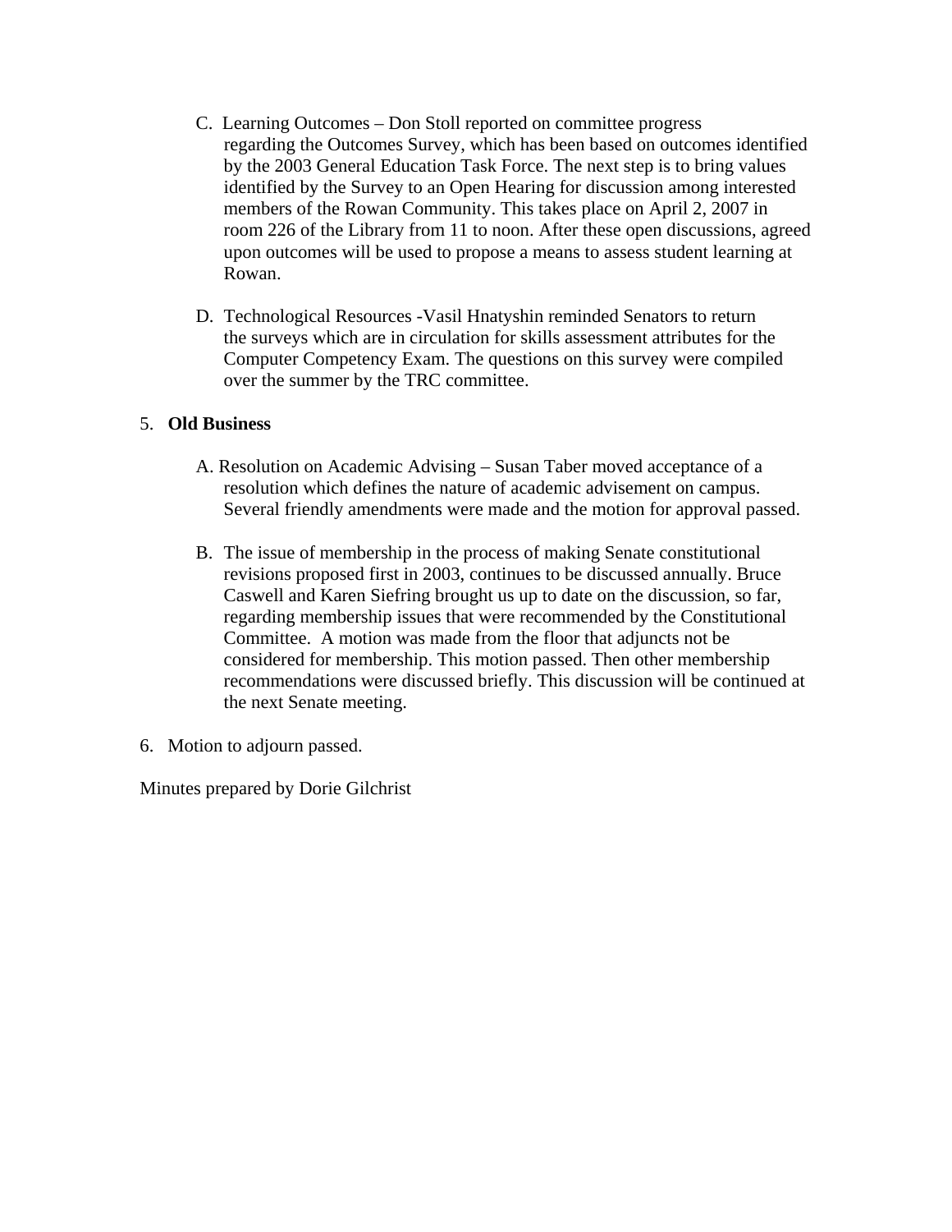C. Learning Outcomes – Don Stoll reported on committee progress regarding the Outcomes Survey, which has been based on outcomes identified by the 2003 General Education Task Force. The next step is to bring values identified by the Survey to an Open Hearing for discussion among interested members of the Rowan Community. This takes place on April 2, 2007 in room 226 of the Library from 11 to noon. After these open discussions, agreed upon outcomes will be used to propose a means to assess student learning at Rowan.

D. Technological Resources -Vasil Hnatyshin reminded Senators to return the surveys which are in circulation for skills assessment attributes for the Computer Competency Exam. The questions on this survey were compiled over the summer by the TRC committee.

5. **Old Business**

A. Resolution on Academic Advising – Susan Taber moved acceptance of a resolution which defines the nature of academic advisement on campus. Several friendly amendments were made and the motion for approval passed.

B. The issue of membership in the process of making Senate constitutional revisions proposed first in 2003, continues to be discussed annually. Bruce Caswell and Karen Siefring brought us up to date on the discussion, so far, regarding membership issues that were recommended by the Constitutional Committee. A motion was made from the floor that adjuncts not be considered for membership. This motion passed. Then other membership recommendations were discussed briefly. This discussion will be continued at the next Senate meeting.

6. Motion to adjourn passed.

Minutes prepared by Dorie Gilchrist